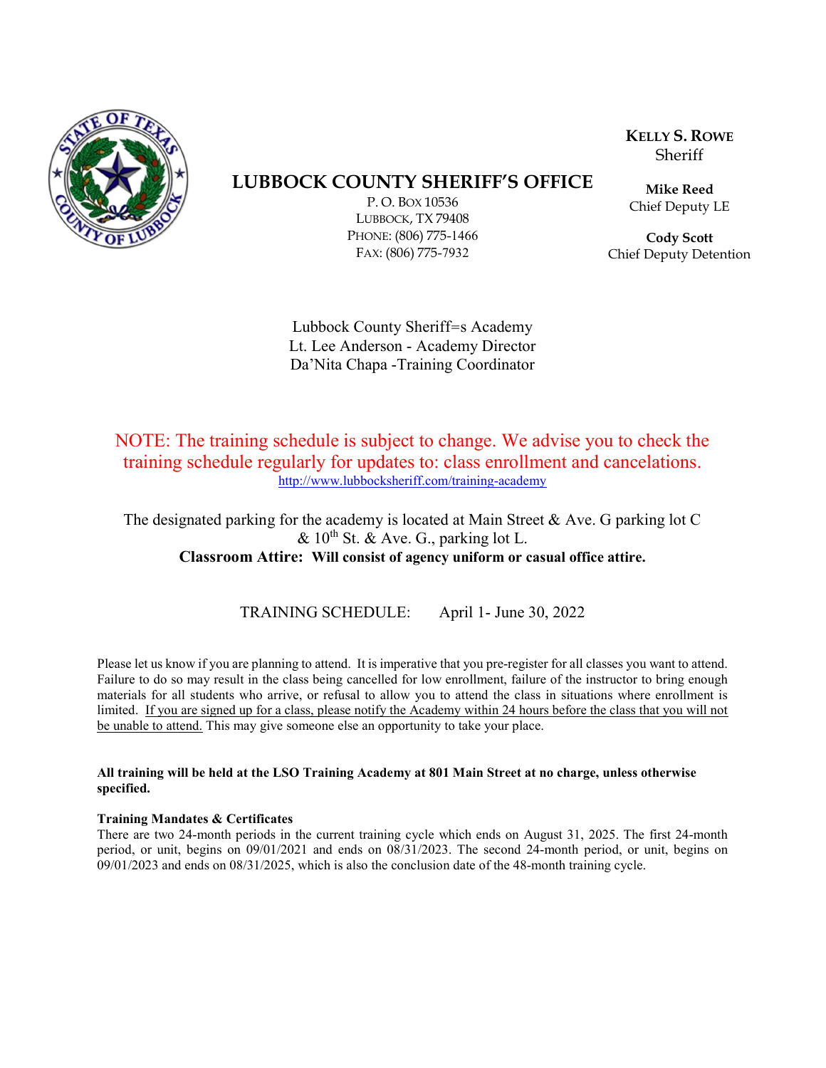# LUBBOCK COUNTY SHERIFF'S OFFICE

P. O. BOX 10536
LUBBOCK, TX 79408
PHONE: (806) 775-1466
FAX: (806) 775-7932

**KELLY S. ROWE**
Sheriff

**Mike Reed**
Chief Deputy LE

**Cody Scott**
Chief Deputy Detention

Lubbock County Sheriff=s Academy
Lt. Lee Anderson - Academy Director
Da'Nita Chapa -Training Coordinator

NOTE: The training schedule is subject to change. We advise you to check the training schedule regularly for updates to: class enrollment and cancelations.
http://www.lubbocksheriff.com/training-academy

The designated parking for the academy is located at Main Street & Ave. G parking lot C & 10th St. & Ave. G., parking lot L.

**Classroom Attire: Will consist of agency uniform or casual office attire.**

TRAINING SCHEDULE: April 1- June 30, 2022

Please let us know if you are planning to attend. It is imperative that you pre-register for all classes you want to attend. Failure to do so may result in the class being cancelled for low enrollment, failure of the instructor to bring enough materials for all students who arrive, or refusal to allow you to attend the class in situations where enrollment is limited. If you are signed up for a class, please notify the Academy within 24 hours before the class that you will not be unable to attend. This may give someone else an opportunity to take your place.

**All training will be held at the LSO Training Academy at 801 Main Street at no charge, unless otherwise specified.**

**Training Mandates & Certificates**

There are two 24-month periods in the current training cycle which ends on August 31, 2025. The first 24-month period, or unit, begins on 09/01/2021 and ends on 08/31/2023. The second 24-month period, or unit, begins on 09/01/2023 and ends on 08/31/2025, which is also the conclusion date of the 48-month training cycle.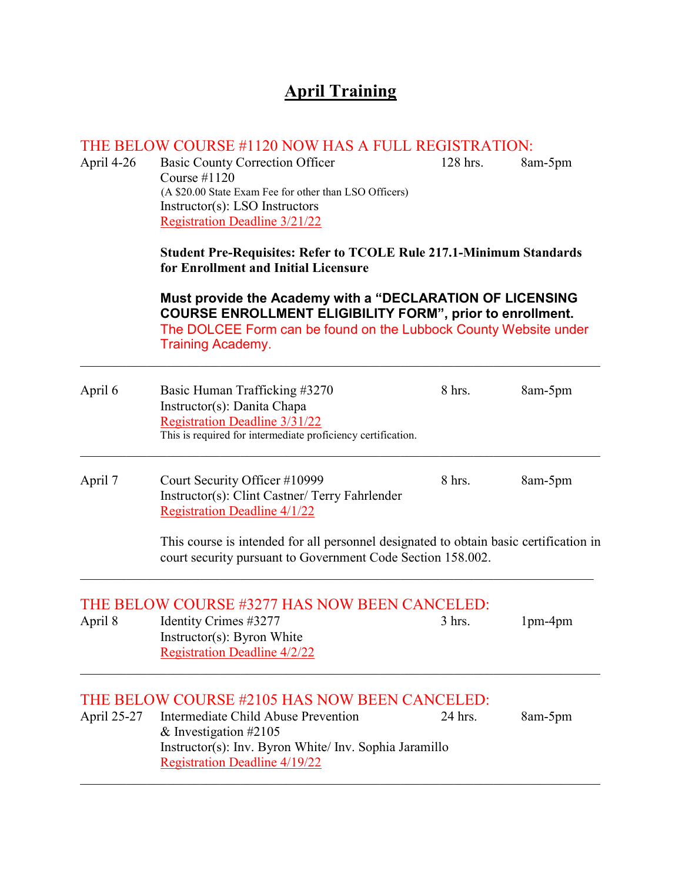# April Training

THE BELOW COURSE #1120 NOW HAS A FULL REGISTRATION:

April 4-26 Basic County Correction Officer 128 hrs. 8am-5pm
Course #1120
(A $20.00 State Exam Fee for other than LSO Officers)
Instructor(s): LSO Instructors
Registration Deadline 3/21/22

**Student Pre-Requisites: Refer to TCOLE Rule 217.1-Minimum Standards for Enrollment and Initial Licensure**

**Must provide the Academy with a "DECLARATION OF LICENSING COURSE ENROLLMENT ELIGIBILITY FORM", prior to enrollment.**
The DOLCEE Form can be found on the Lubbock County Website under Training Academy.

---

April 6 Basic Human Trafficking #3270 8 hrs. 8am-5pm
Instructor(s): Danita Chapa
Registration Deadline 3/31/22
This is required for intermediate proficiency certification.

---

April 7 Court Security Officer #10999 8 hrs. 8am-5pm
Instructor(s): Clint Castner/ Terry Fahrlender
Registration Deadline 4/1/22

This course is intended for all personnel designated to obtain basic certification in court security pursuant to Government Code Section 158.002.

---

THE BELOW COURSE #3277 HAS NOW BEEN CANCELED:

April 8 Identity Crimes #3277 3 hrs. 1pm-4pm
Instructor(s): Byron White
Registration Deadline 4/2/22

---

THE BELOW COURSE #2105 HAS NOW BEEN CANCELED:

April 25-27 Intermediate Child Abuse Prevention & Investigation #2105 24 hrs. 8am-5pm
Instructor(s): Inv. Byron White/ Inv. Sophia Jaramillo
Registration Deadline 4/19/22

---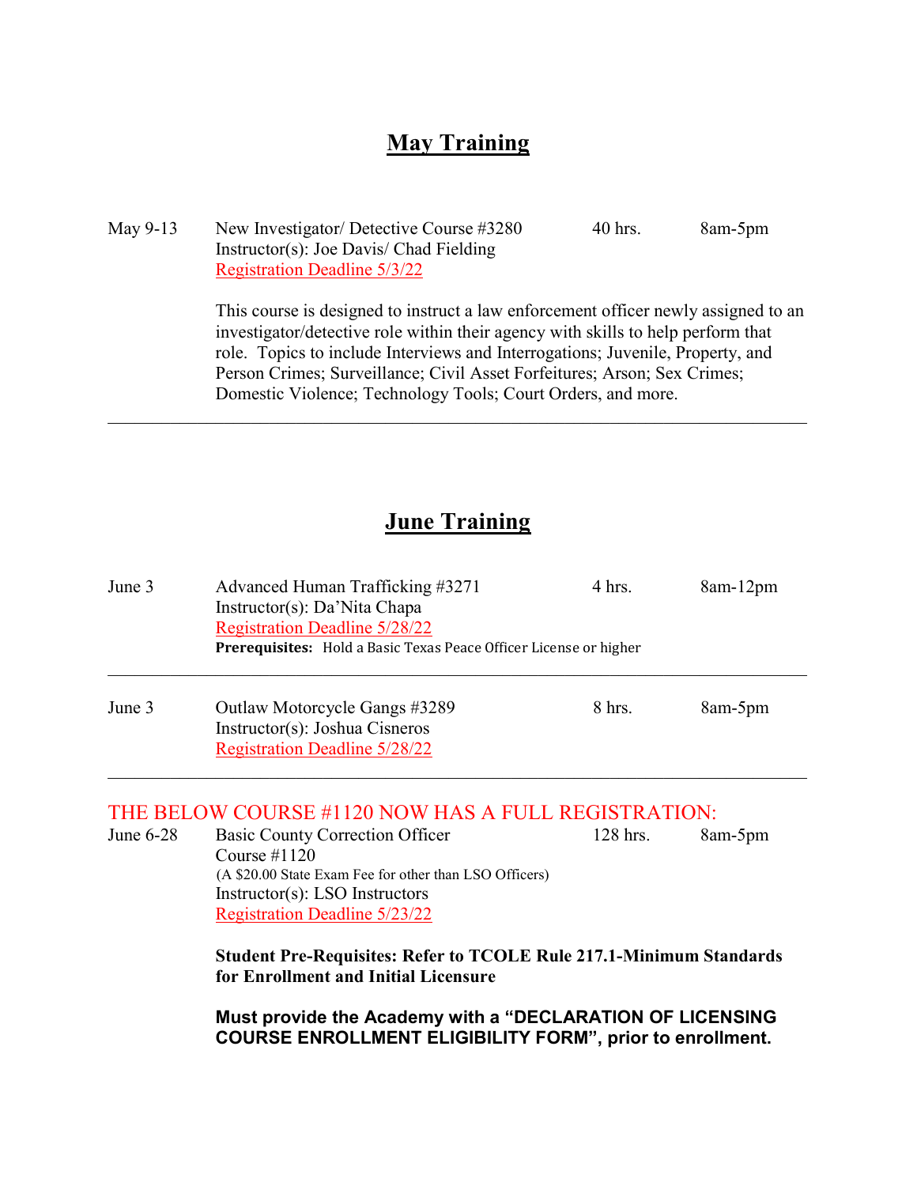# May Training

May 9-13 New Investigator/ Detective Course #3280 40 hrs. 8am-5pm
Instructor(s): Joe Davis/ Chad Fielding
Registration Deadline 5/3/22

This course is designed to instruct a law enforcement officer newly assigned to an investigator/detective role within their agency with skills to help perform that role. Topics to include Interviews and Interrogations; Juvenile, Property, and Person Crimes; Surveillance; Civil Asset Forfeitures; Arson; Sex Crimes; Domestic Violence; Technology Tools; Court Orders, and more.

---

# June Training

June 3 Advanced Human Trafficking #3271 4 hrs. 8am-12pm
Instructor(s): Da'Nita Chapa
Registration Deadline 5/28/22
**Prerequisites:** Hold a Basic Texas Peace Officer License or higher

---

June 3 Outlaw Motorcycle Gangs #3289 8 hrs. 8am-5pm
Instructor(s): Joshua Cisneros
Registration Deadline 5/28/22

---

THE BELOW COURSE #1120 NOW HAS A FULL REGISTRATION:

June 6-28 Basic County Correction Officer Course #1120 128 hrs. 8am-5pm
(A $20.00 State Exam Fee for other than LSO Officers)
Instructor(s): LSO Instructors
Registration Deadline 5/23/22

**Student Pre-Requisites: Refer to TCOLE Rule 217.1-Minimum Standards for Enrollment and Initial Licensure**

**Must provide the Academy with a "DECLARATION OF LICENSING COURSE ENROLLMENT ELIGIBILITY FORM", prior to enrollment.**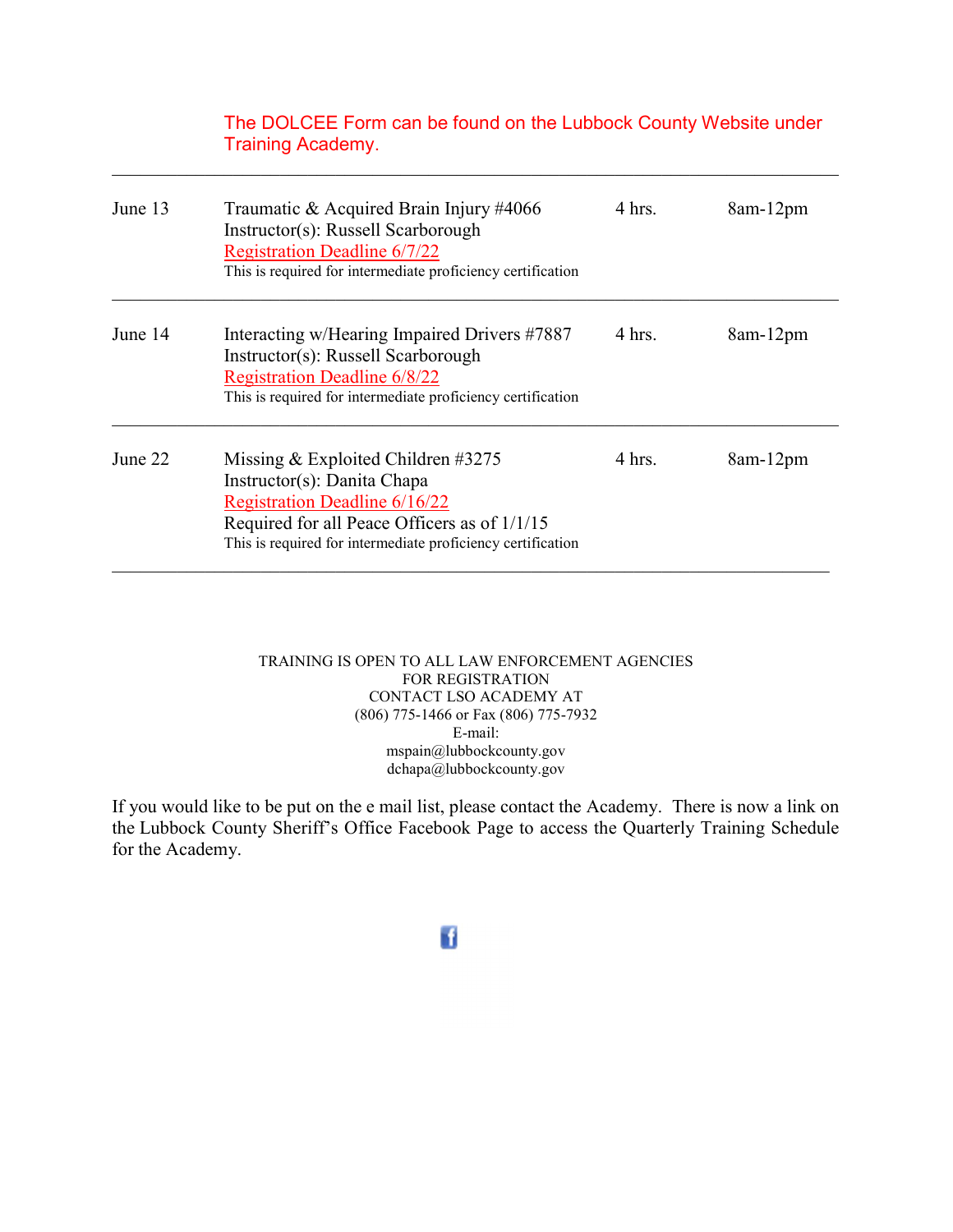The DOLCEE Form can be found on the Lubbock County Website under Training Academy.

| | | | |
|---|---|---|---|
| June 13 | Traumatic & Acquired Brain Injury #4066<br>Instructor(s): Russell Scarborough<br>Registration Deadline 6/7/22<br>This is required for intermediate proficiency certification | 4 hrs. | 8am-12pm |
| June 14 | Interacting w/Hearing Impaired Drivers #7887<br>Instructor(s): Russell Scarborough<br>Registration Deadline 6/8/22<br>This is required for intermediate proficiency certification | 4 hrs. | 8am-12pm |
| June 22 | Missing & Exploited Children #3275<br>Instructor(s): Danita Chapa<br>Registration Deadline 6/16/22<br>Required for all Peace Officers as of 1/1/15<br>This is required for intermediate proficiency certification | 4 hrs. | 8am-12pm |

TRAINING IS OPEN TO ALL LAW ENFORCEMENT AGENCIES
FOR REGISTRATION
CONTACT LSO ACADEMY AT
(806) 775-1466 or Fax (806) 775-7932
E-mail:
mspain@lubbockcounty.gov
dchapa@lubbockcounty.gov

If you would like to be put on the e mail list, please contact the Academy. There is now a link on the Lubbock County Sheriff's Office Facebook Page to access the Quarterly Training Schedule for the Academy.